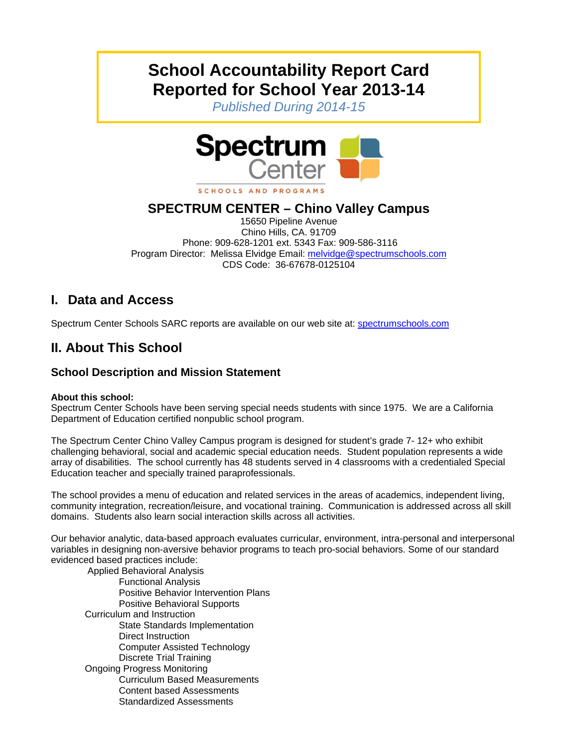# School Accountability Report Card Reported for School Year 2013-14

*Published During 2014-15*

Spectrum Center

SCHOOLS AND PROGRAMS

## SPECTRUM CENTER – Chino Valley Campus

15650 Pipeline Avenue
Chino Hills, CA. 91709
Phone: 909-628-1201 ext. 5343 Fax: 909-586-3116
Program Director: Melissa Elvidge Email: melvidge@spectrumschools.com
CDS Code: 36-67678-0125104

## I. Data and Access

Spectrum Center Schools SARC reports are available on our web site at: spectrumschools.com

## II. About This School

### School Description and Mission Statement

**About this school:**
Spectrum Center Schools have been serving special needs students with since 1975. We are a California Department of Education certified nonpublic school program.

The Spectrum Center Chino Valley Campus program is designed for student's grade 7- 12+ who exhibit challenging behavioral, social and academic special education needs. Student population represents a wide array of disabilities. The school currently has 48 students served in 4 classrooms with a credentialed Special Education teacher and specially trained paraprofessionals.

The school provides a menu of education and related services in the areas of academics, independent living, community integration, recreation/leisure, and vocational training. Communication is addressed across all skill domains. Students also learn social interaction skills across all activities.

Our behavior analytic, data-based approach evaluates curricular, environment, intra-personal and interpersonal variables in designing non-aversive behavior programs to teach pro-social behaviors. Some of our standard evidenced based practices include:

- Applied Behavioral Analysis
  - Functional Analysis
  - Positive Behavior Intervention Plans
  - Positive Behavioral Supports
- Curriculum and Instruction
  - State Standards Implementation
  - Direct Instruction
  - Computer Assisted Technology
  - Discrete Trial Training
- Ongoing Progress Monitoring
  - Curriculum Based Measurements
  - Content based Assessments
  - Standardized Assessments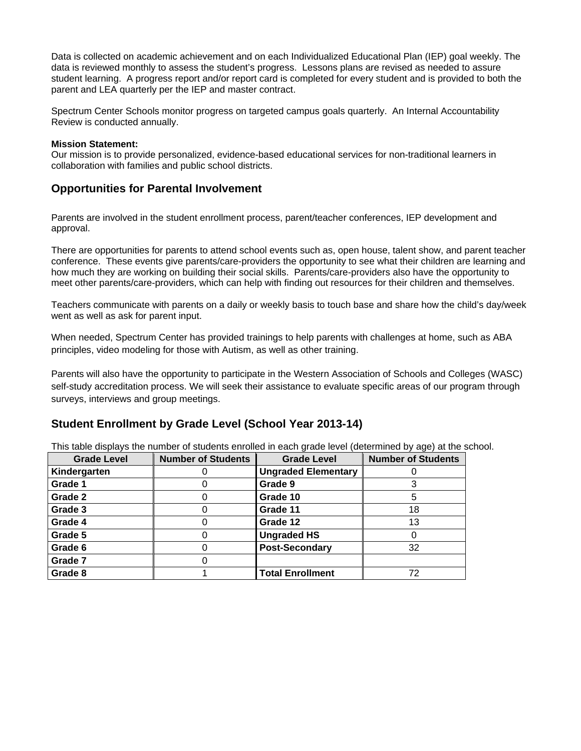Data is collected on academic achievement and on each Individualized Educational Plan (IEP) goal weekly. The data is reviewed monthly to assess the student's progress. Lessons plans are revised as needed to assure student learning. A progress report and/or report card is completed for every student and is provided to both the parent and LEA quarterly per the IEP and master contract.

Spectrum Center Schools monitor progress on targeted campus goals quarterly. An Internal Accountability Review is conducted annually.

**Mission Statement:**
Our mission is to provide personalized, evidence-based educational services for non-traditional learners in collaboration with families and public school districts.

## Opportunities for Parental Involvement

Parents are involved in the student enrollment process, parent/teacher conferences, IEP development and approval.

There are opportunities for parents to attend school events such as, open house, talent show, and parent teacher conference. These events give parents/care-providers the opportunity to see what their children are learning and how much they are working on building their social skills. Parents/care-providers also have the opportunity to meet other parents/care-providers, which can help with finding out resources for their children and themselves.

Teachers communicate with parents on a daily or weekly basis to touch base and share how the child's day/week went as well as ask for parent input.

When needed, Spectrum Center has provided trainings to help parents with challenges at home, such as ABA principles, video modeling for those with Autism, as well as other training.

Parents will also have the opportunity to participate in the Western Association of Schools and Colleges (WASC) self-study accreditation process. We will seek their assistance to evaluate specific areas of our program through surveys, interviews and group meetings.

## Student Enrollment by Grade Level (School Year 2013-14)

This table displays the number of students enrolled in each grade level (determined by age) at the school.

| Grade Level | Number of Students | Grade Level | Number of Students |
|---|---|---|---|
| **Kindergarten** | 0 | **Ungraded Elementary** | 0 |
| **Grade 1** | 0 | **Grade 9** | 3 |
| **Grade 2** | 0 | **Grade 10** | 5 |
| **Grade 3** | 0 | **Grade 11** | 18 |
| **Grade 4** | 0 | **Grade 12** | 13 |
| **Grade 5** | 0 | **Ungraded HS** | 0 |
| **Grade 6** | 0 | **Post-Secondary** | 32 |
| **Grade 7** | 0 | | |
| **Grade 8** | 1 | **Total Enrollment** | 72 |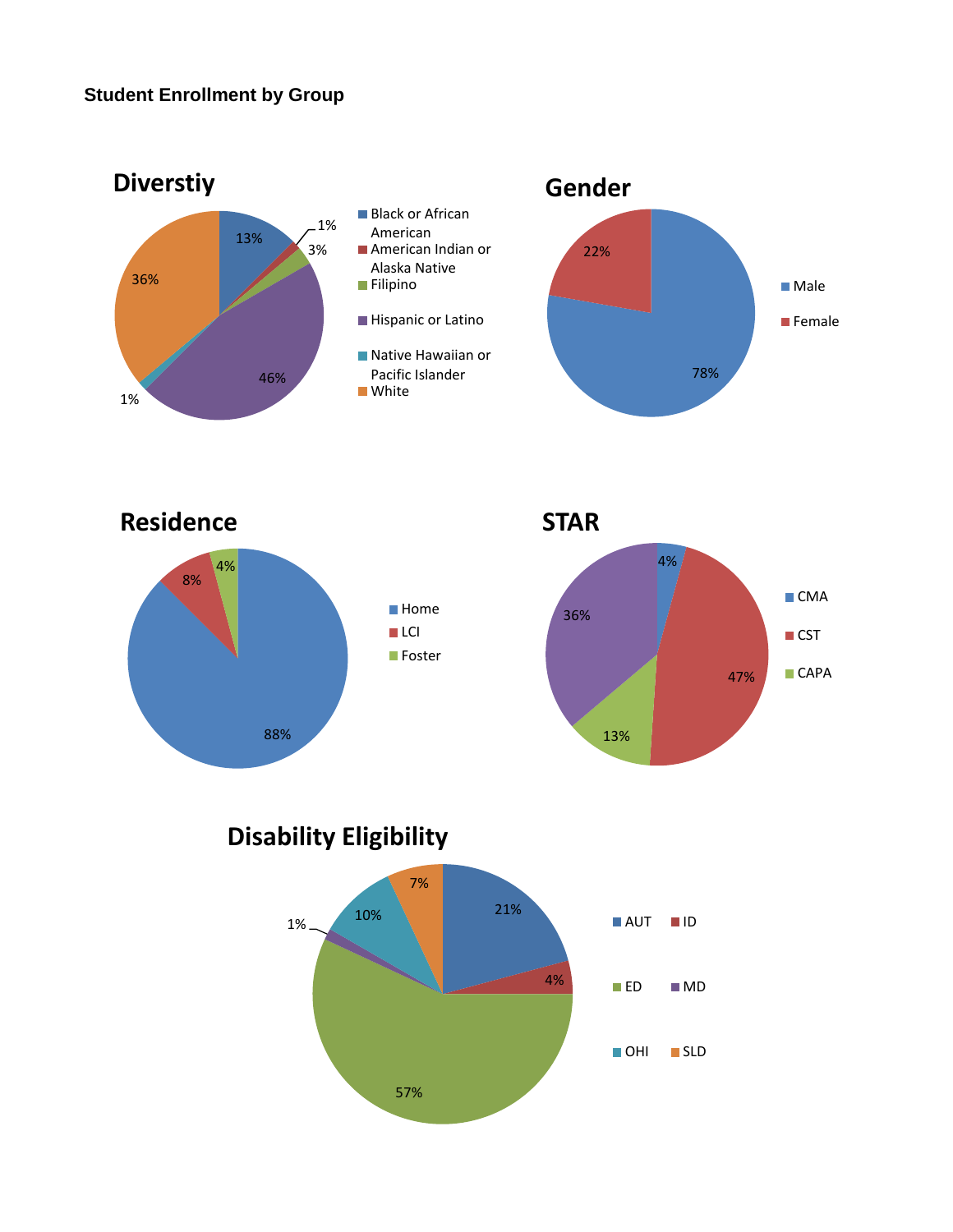**Student Enrollment by Group**

## Diverstiy

| Group | Percentage |
|---|---|
| Black or African American | 13% |
| American Indian or Alaska Native | 1% |
| Filipino | 3% |
| Hispanic or Latino | 46% |
| Native Hawaiian or Pacific Islander | 1% |
| White | 36% |

## Gender

| Group | Percentage |
|---|---|
| Male | 78% |
| Female | 22% |

## Residence

| Group | Percentage |
|---|---|
| Home | 88% |
| LCI | 8% |
| Foster | 4% |

## STAR

| Group | Percentage |
|---|---|
| CMA | 4% |
| CST | 47% |
| CAPA | 13% |
| | 36% |

## Disability Eligibility

| Group | Percentage |
|---|---|
| AUT | 21% |
| ID | 4% |
| ED | 57% |
| MD | 1% |
| OHI | 10% |
| SLD | 7% |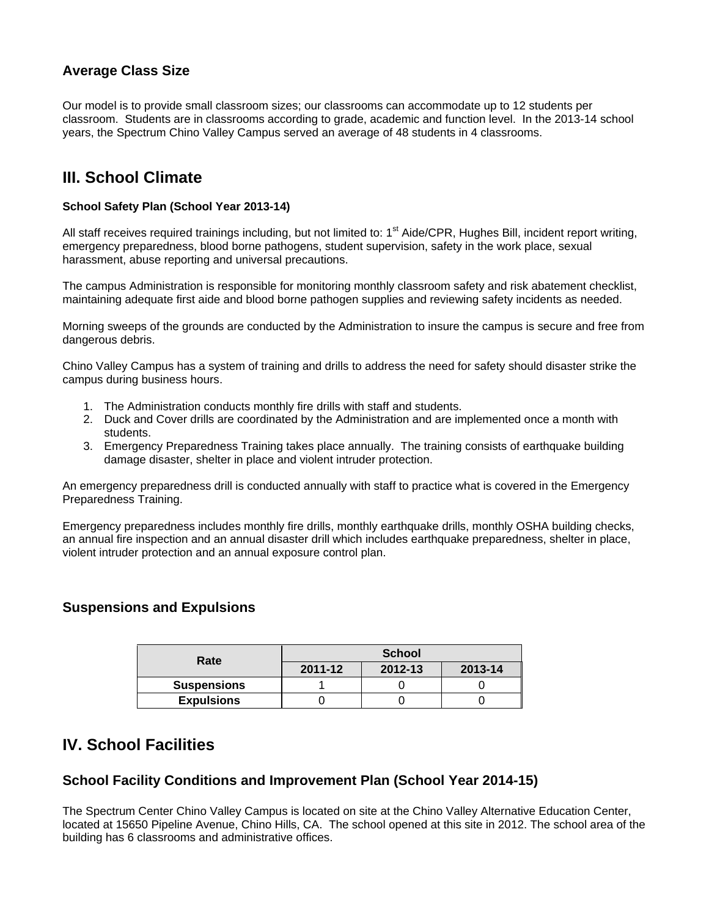### Average Class Size

Our model is to provide small classroom sizes; our classrooms can accommodate up to 12 students per classroom. Students are in classrooms according to grade, academic and function level. In the 2013-14 school years, the Spectrum Chino Valley Campus served an average of 48 students in 4 classrooms.

## III. School Climate

**School Safety Plan (School Year 2013-14)**

All staff receives required trainings including, but not limited to: 1st Aide/CPR, Hughes Bill, incident report writing, emergency preparedness, blood borne pathogens, student supervision, safety in the work place, sexual harassment, abuse reporting and universal precautions.

The campus Administration is responsible for monitoring monthly classroom safety and risk abatement checklist, maintaining adequate first aide and blood borne pathogen supplies and reviewing safety incidents as needed.

Morning sweeps of the grounds are conducted by the Administration to insure the campus is secure and free from dangerous debris.

Chino Valley Campus has a system of training and drills to address the need for safety should disaster strike the campus during business hours.

1. The Administration conducts monthly fire drills with staff and students.
2. Duck and Cover drills are coordinated by the Administration and are implemented once a month with students.
3. Emergency Preparedness Training takes place annually. The training consists of earthquake building damage disaster, shelter in place and violent intruder protection.

An emergency preparedness drill is conducted annually with staff to practice what is covered in the Emergency Preparedness Training.

Emergency preparedness includes monthly fire drills, monthly earthquake drills, monthly OSHA building checks, an annual fire inspection and an annual disaster drill which includes earthquake preparedness, shelter in place, violent intruder protection and an annual exposure control plan.

### Suspensions and Expulsions

| Rate | School | | |
|---|---|---|---|
| | 2011-12 | 2012-13 | 2013-14 |
| Suspensions | 1 | 0 | 0 |
| Expulsions | 0 | 0 | 0 |

## IV. School Facilities

### School Facility Conditions and Improvement Plan (School Year 2014-15)

The Spectrum Center Chino Valley Campus is located on site at the Chino Valley Alternative Education Center, located at 15650 Pipeline Avenue, Chino Hills, CA. The school opened at this site in 2012. The school area of the building has 6 classrooms and administrative offices.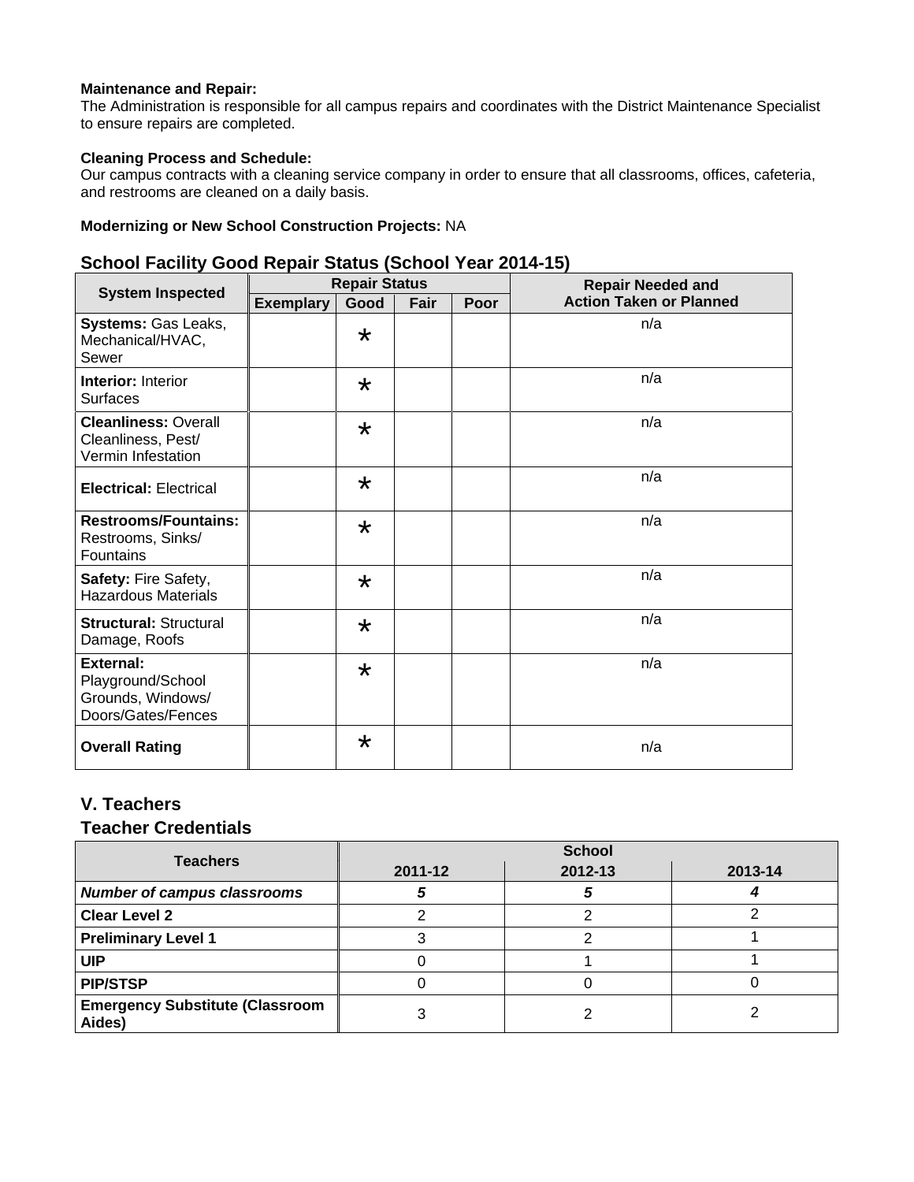**Maintenance and Repair:**
The Administration is responsible for all campus repairs and coordinates with the District Maintenance Specialist to ensure repairs are completed.

**Cleaning Process and Schedule:**
Our campus contracts with a cleaning service company in order to ensure that all classrooms, offices, cafeteria, and restrooms are cleaned on a daily basis.

**Modernizing or New School Construction Projects:** NA

## School Facility Good Repair Status (School Year 2014-15)

| System Inspected | Repair Status | | | | Repair Needed and Action Taken or Planned |
|---|---|---|---|---|---|
| | Exemplary | Good | Fair | Poor | |
| **Systems:** Gas Leaks, Mechanical/HVAC, Sewer | | * | | | n/a |
| **Interior:** Interior Surfaces | | * | | | n/a |
| **Cleanliness:** Overall Cleanliness, Pest/ Vermin Infestation | | * | | | n/a |
| **Electrical:** Electrical | | * | | | n/a |
| **Restrooms/Fountains:** Restrooms, Sinks/ Fountains | | * | | | n/a |
| **Safety:** Fire Safety, Hazardous Materials | | * | | | n/a |
| **Structural:** Structural Damage, Roofs | | * | | | n/a |
| **External:** Playground/School Grounds, Windows/ Doors/Gates/Fences | | * | | | n/a |
| **Overall Rating** | | * | | | n/a |

## V. Teachers

## Teacher Credentials

| Teachers | School | | |
|---|---|---|---|
| | 2011-12 | 2012-13 | 2013-14 |
| ***Number of campus classrooms*** | ***5*** | ***5*** | ***4*** |
| **Clear Level 2** | 2 | 2 | 2 |
| **Preliminary Level 1** | 3 | 2 | 1 |
| **UIP** | 0 | 1 | 1 |
| **PIP/STSP** | 0 | 0 | 0 |
| **Emergency Substitute (Classroom Aides)** | 3 | 2 | 2 |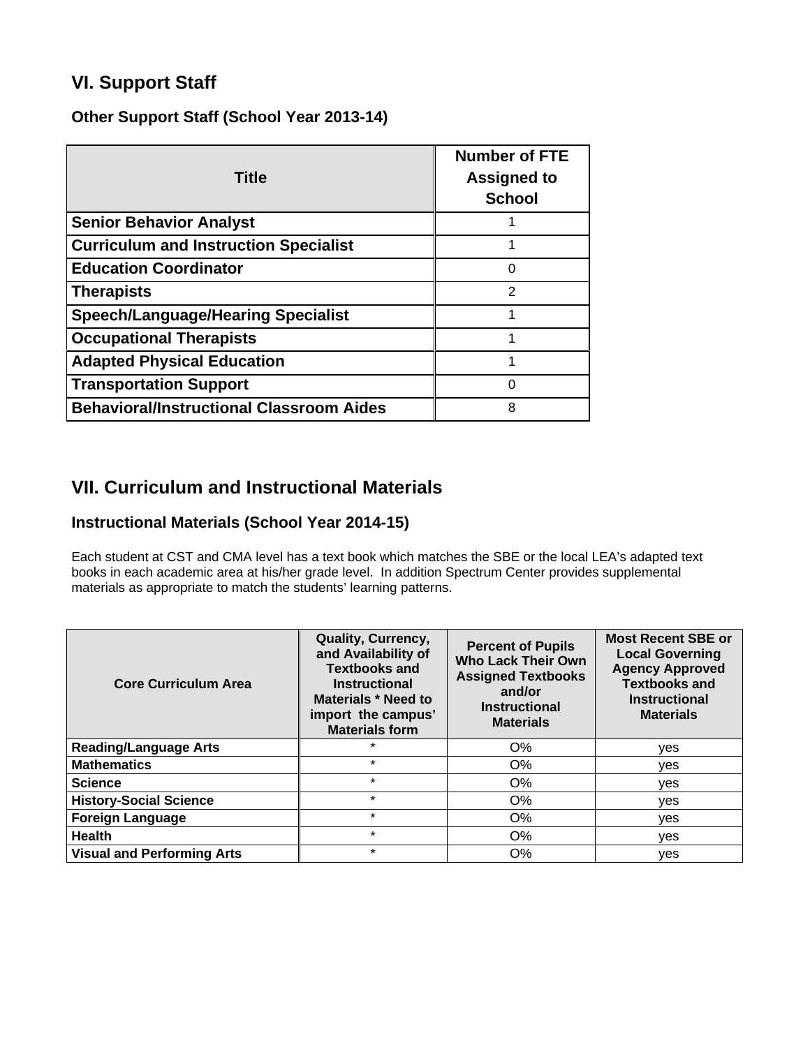## VI. Support Staff

### Other Support Staff (School Year 2013-14)

| Title | Number of FTE Assigned to School |
|---|---|
| **Senior Behavior Analyst** | 1 |
| **Curriculum and Instruction Specialist** | 1 |
| **Education Coordinator** | 0 |
| **Therapists** | 2 |
| **Speech/Language/Hearing Specialist** | 1 |
| **Occupational Therapists** | 1 |
| **Adapted Physical Education** | 1 |
| **Transportation Support** | 0 |
| **Behavioral/Instructional Classroom Aides** | 8 |

## VII. Curriculum and Instructional Materials

### Instructional Materials (School Year 2014-15)

Each student at CST and CMA level has a text book which matches the SBE or the local LEA's adapted text books in each academic area at his/her grade level. In addition Spectrum Center provides supplemental materials as appropriate to match the students' learning patterns.

| Core Curriculum Area | Quality, Currency, and Availability of Textbooks and Instructional Materials * Need to import the campus' Materials form | Percent of Pupils Who Lack Their Own Assigned Textbooks and/or Instructional Materials | Most Recent SBE or Local Governing Agency Approved Textbooks and Instructional Materials |
|---|---|---|---|
| **Reading/Language Arts** | * | O% | yes |
| **Mathematics** | * | O% | yes |
| **Science** | * | O% | yes |
| **History-Social Science** | * | O% | yes |
| **Foreign Language** | * | O% | yes |
| **Health** | * | O% | yes |
| **Visual and Performing Arts** | * | O% | yes |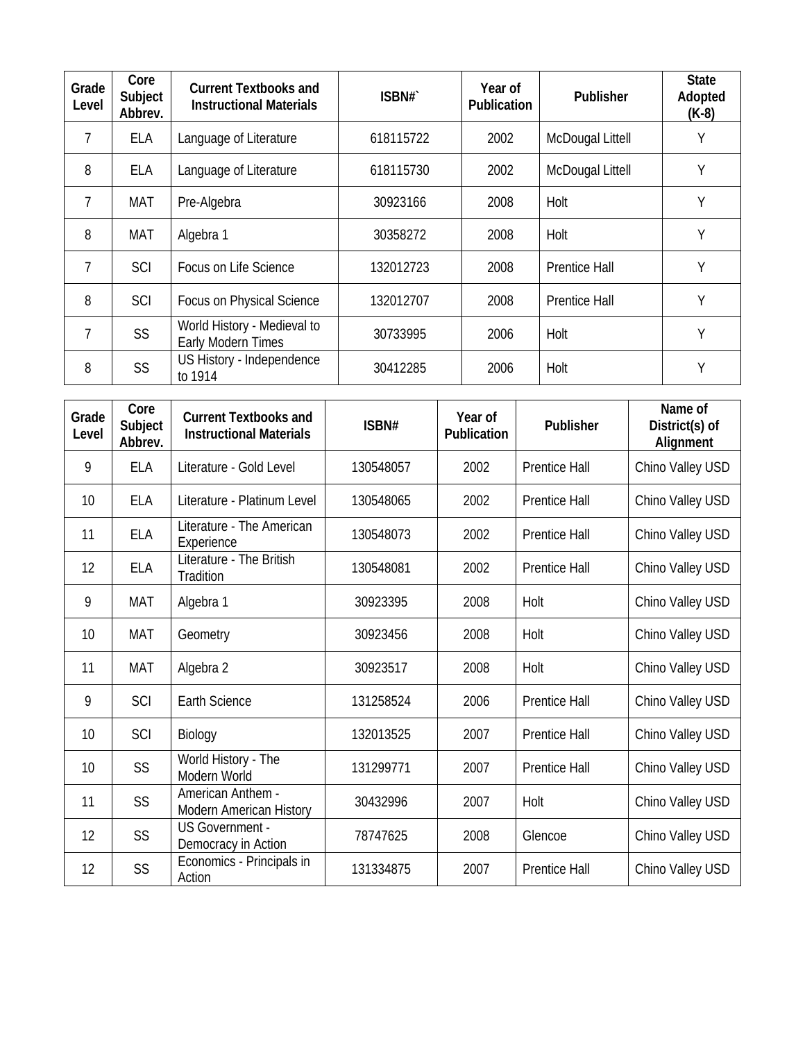| Grade Level | Core Subject Abbrev. | Current Textbooks and Instructional Materials | ISBN#` | Year of Publication | Publisher | State Adopted (K-8) |
|---|---|---|---|---|---|---|
| 7 | ELA | Language of Literature | 618115722 | 2002 | McDougal Littell | Y |
| 8 | ELA | Language of Literature | 618115730 | 2002 | McDougal Littell | Y |
| 7 | MAT | Pre-Algebra | 30923166 | 2008 | Holt | Y |
| 8 | MAT | Algebra 1 | 30358272 | 2008 | Holt | Y |
| 7 | SCI | Focus on Life Science | 132012723 | 2008 | Prentice Hall | Y |
| 8 | SCI | Focus on Physical Science | 132012707 | 2008 | Prentice Hall | Y |
| 7 | SS | World History - Medieval to Early Modern Times | 30733995 | 2006 | Holt | Y |
| 8 | SS | US History - Independence to 1914 | 30412285 | 2006 | Holt | Y |

| Grade Level | Core Subject Abbrev. | Current Textbooks and Instructional Materials | ISBN# | Year of Publication | Publisher | Name of District(s) of Alignment |
|---|---|---|---|---|---|---|
| 9 | ELA | Literature - Gold Level | 130548057 | 2002 | Prentice Hall | Chino Valley USD |
| 10 | ELA | Literature - Platinum Level | 130548065 | 2002 | Prentice Hall | Chino Valley USD |
| 11 | ELA | Literature - The American Experience | 130548073 | 2002 | Prentice Hall | Chino Valley USD |
| 12 | ELA | Literature - The British Tradition | 130548081 | 2002 | Prentice Hall | Chino Valley USD |
| 9 | MAT | Algebra 1 | 30923395 | 2008 | Holt | Chino Valley USD |
| 10 | MAT | Geometry | 30923456 | 2008 | Holt | Chino Valley USD |
| 11 | MAT | Algebra 2 | 30923517 | 2008 | Holt | Chino Valley USD |
| 9 | SCI | Earth Science | 131258524 | 2006 | Prentice Hall | Chino Valley USD |
| 10 | SCI | Biology | 132013525 | 2007 | Prentice Hall | Chino Valley USD |
| 10 | SS | World History - The Modern World | 131299771 | 2007 | Prentice Hall | Chino Valley USD |
| 11 | SS | American Anthem - Modern American History | 30432996 | 2007 | Holt | Chino Valley USD |
| 12 | SS | US Government - Democracy in Action | 78747625 | 2008 | Glencoe | Chino Valley USD |
| 12 | SS | Economics - Principals in Action | 131334875 | 2007 | Prentice Hall | Chino Valley USD |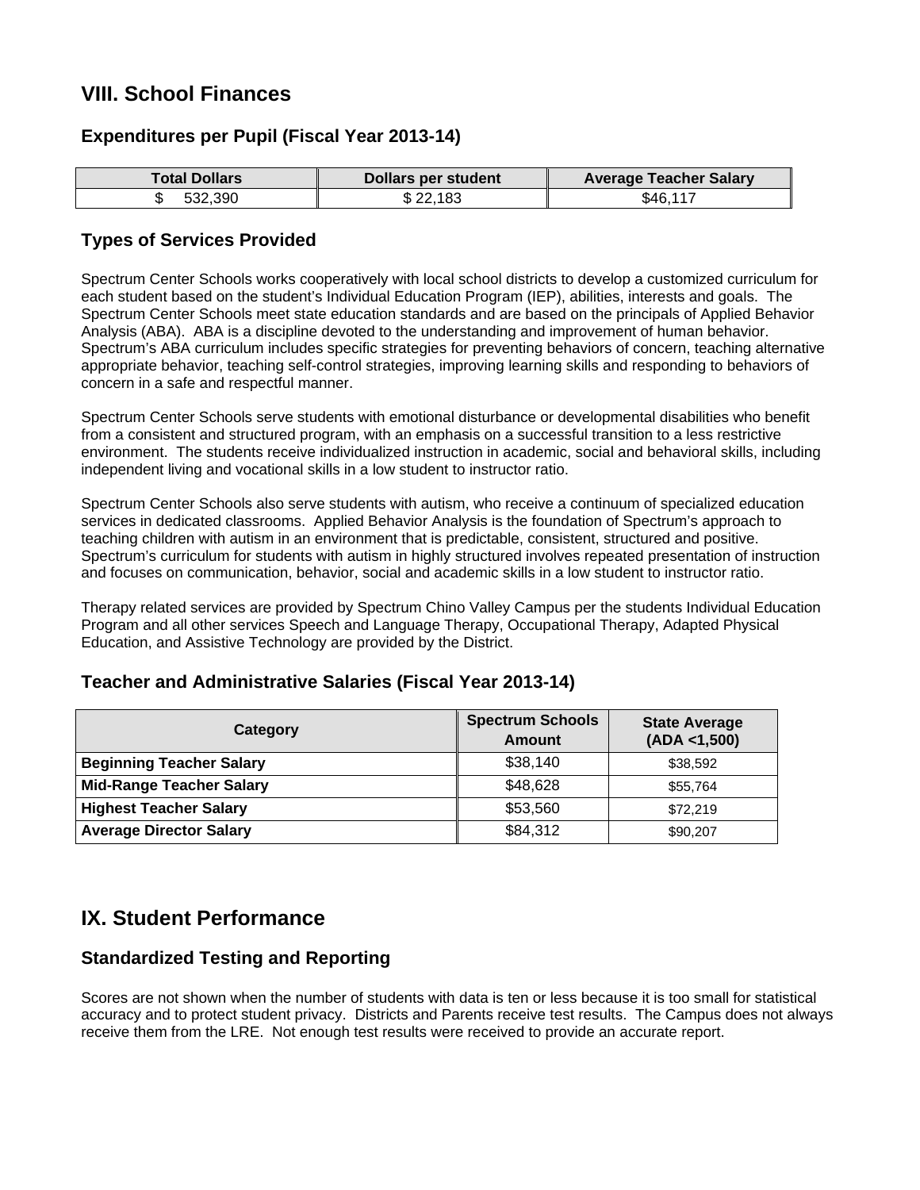## VIII. School Finances

### Expenditures per Pupil (Fiscal Year 2013-14)

| Total Dollars | Dollars per student | Average Teacher Salary |
|---|---|---|
| $ 532,390 | $ 22,183 | $46,117 |

### Types of Services Provided

Spectrum Center Schools works cooperatively with local school districts to develop a customized curriculum for each student based on the student's Individual Education Program (IEP), abilities, interests and goals. The Spectrum Center Schools meet state education standards and are based on the principals of Applied Behavior Analysis (ABA). ABA is a discipline devoted to the understanding and improvement of human behavior. Spectrum's ABA curriculum includes specific strategies for preventing behaviors of concern, teaching alternative appropriate behavior, teaching self-control strategies, improving learning skills and responding to behaviors of concern in a safe and respectful manner.

Spectrum Center Schools serve students with emotional disturbance or developmental disabilities who benefit from a consistent and structured program, with an emphasis on a successful transition to a less restrictive environment. The students receive individualized instruction in academic, social and behavioral skills, including independent living and vocational skills in a low student to instructor ratio.

Spectrum Center Schools also serve students with autism, who receive a continuum of specialized education services in dedicated classrooms. Applied Behavior Analysis is the foundation of Spectrum's approach to teaching children with autism in an environment that is predictable, consistent, structured and positive. Spectrum's curriculum for students with autism in highly structured involves repeated presentation of instruction and focuses on communication, behavior, social and academic skills in a low student to instructor ratio.

Therapy related services are provided by Spectrum Chino Valley Campus per the students Individual Education Program and all other services Speech and Language Therapy, Occupational Therapy, Adapted Physical Education, and Assistive Technology are provided by the District.

### Teacher and Administrative Salaries (Fiscal Year 2013-14)

| Category | Spectrum Schools Amount | State Average (ADA <1,500) |
|---|---|---|
| **Beginning Teacher Salary** | $38,140 | $38,592 |
| **Mid-Range Teacher Salary** | $48,628 | $55,764 |
| **Highest Teacher Salary** | $53,560 | $72,219 |
| **Average Director Salary** | $84,312 | $90,207 |

## IX. Student Performance

### Standardized Testing and Reporting

Scores are not shown when the number of students with data is ten or less because it is too small for statistical accuracy and to protect student privacy. Districts and Parents receive test results. The Campus does not always receive them from the LRE. Not enough test results were received to provide an accurate report.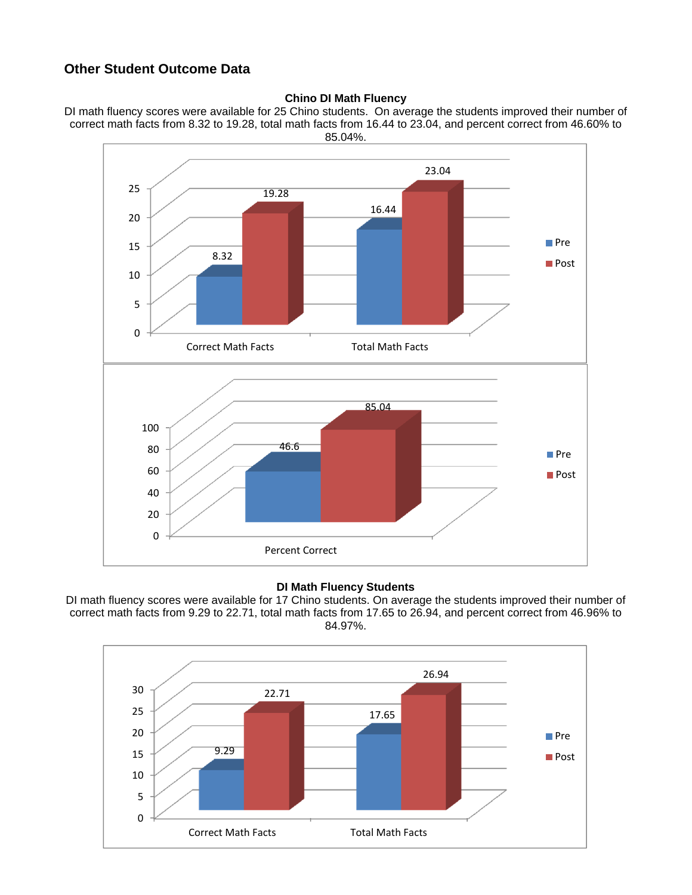## Other Student Outcome Data

**Chino DI Math Fluency**

DI math fluency scores were available for 25 Chino students. On average the students improved their number of correct math facts from 8.32 to 19.28, total math facts from 16.44 to 23.04, and percent correct from 46.60% to 85.04%.

| | Pre | Post |
|---|---|---|
| Correct Math Facts | 8.32 | 19.28 |
| Total Math Facts | 16.44 | 23.04 |

| | Pre | Post |
|---|---|---|
| Percent Correct | 46.6 | 85.04 |

**DI Math Fluency Students**

DI math fluency scores were available for 17 Chino students. On average the students improved their number of correct math facts from 9.29 to 22.71, total math facts from 17.65 to 26.94, and percent correct from 46.96% to 84.97%.

| | Pre | Post |
|---|---|---|
| Correct Math Facts | 9.29 | 22.71 |
| Total Math Facts | 17.65 | 26.94 |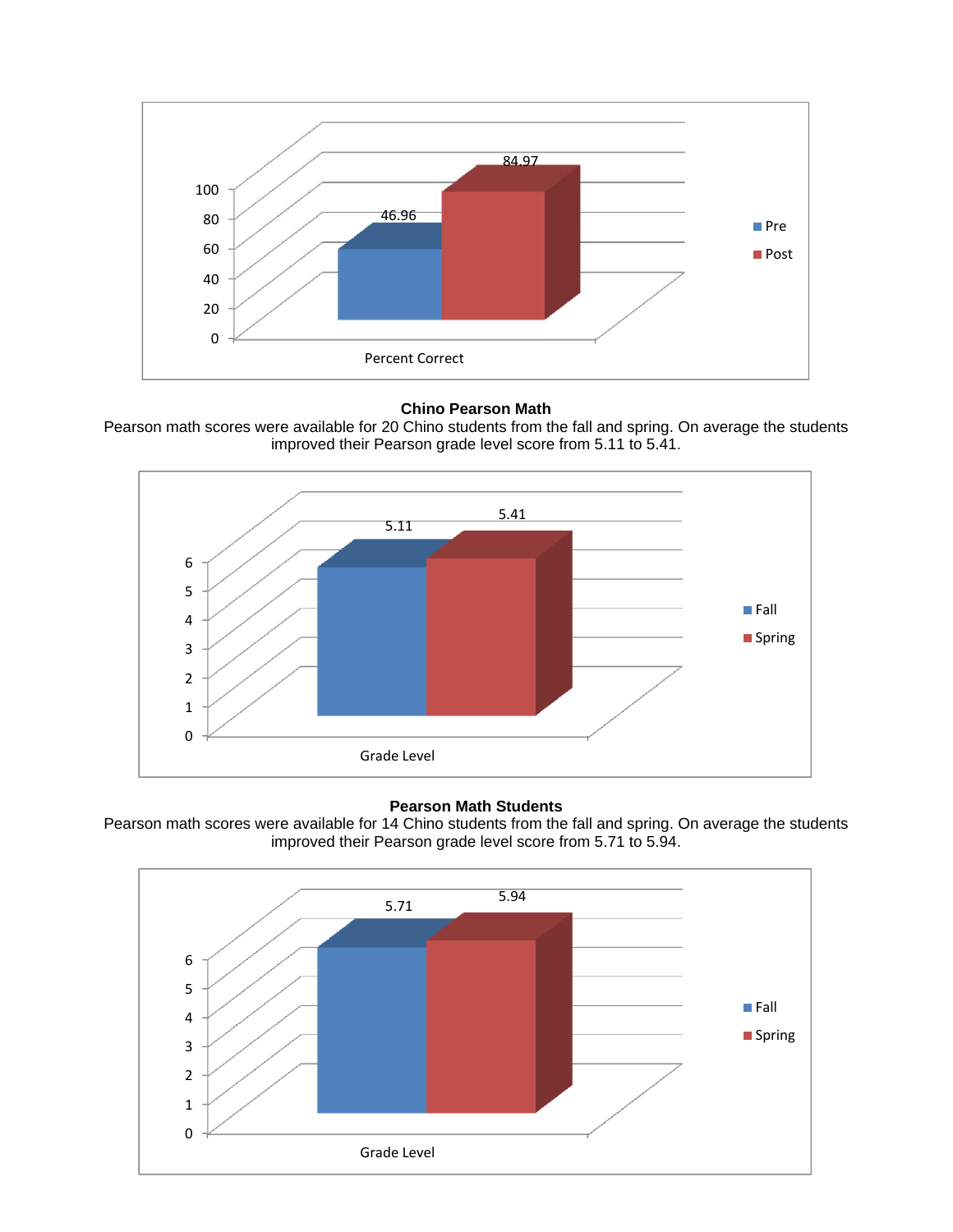| | Pre | Post |
|---|---|---|
| Percent Correct | 46.96 | 84.97 |

**Chino Pearson Math**

Pearson math scores were available for 20 Chino students from the fall and spring. On average the students improved their Pearson grade level score from 5.11 to 5.41.

| | Fall | Spring |
|---|---|---|
| Grade Level | 5.11 | 5.41 |

**Pearson Math Students**

Pearson math scores were available for 14 Chino students from the fall and spring. On average the students improved their Pearson grade level score from 5.71 to 5.94.

| | Fall | Spring |
|---|---|---|
| Grade Level | 5.71 | 5.94 |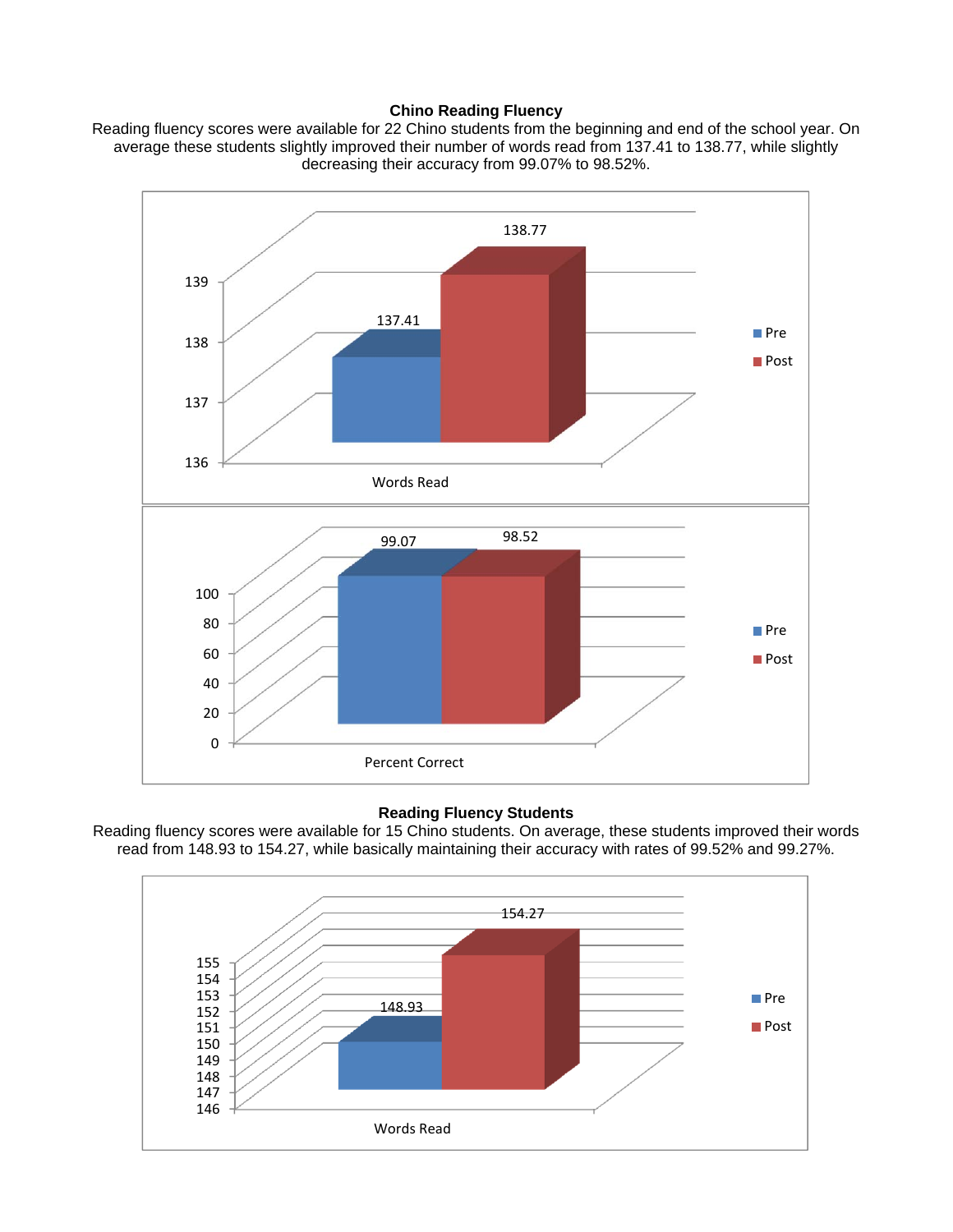## Chino Reading Fluency

Reading fluency scores were available for 22 Chino students from the beginning and end of the school year. On average these students slightly improved their number of words read from 137.41 to 138.77, while slightly decreasing their accuracy from 99.07% to 98.52%.

| | Pre | Post |
|---|---|---|
| Words Read | 137.41 | 138.77 |

| | Pre | Post |
|---|---|---|
| Percent Correct | 99.07 | 98.52 |

## Reading Fluency Students

Reading fluency scores were available for 15 Chino students. On average, these students improved their words read from 148.93 to 154.27, while basically maintaining their accuracy with rates of 99.52% and 99.27%.

| | Pre | Post |
|---|---|---|
| Words Read | 148.93 | 154.27 |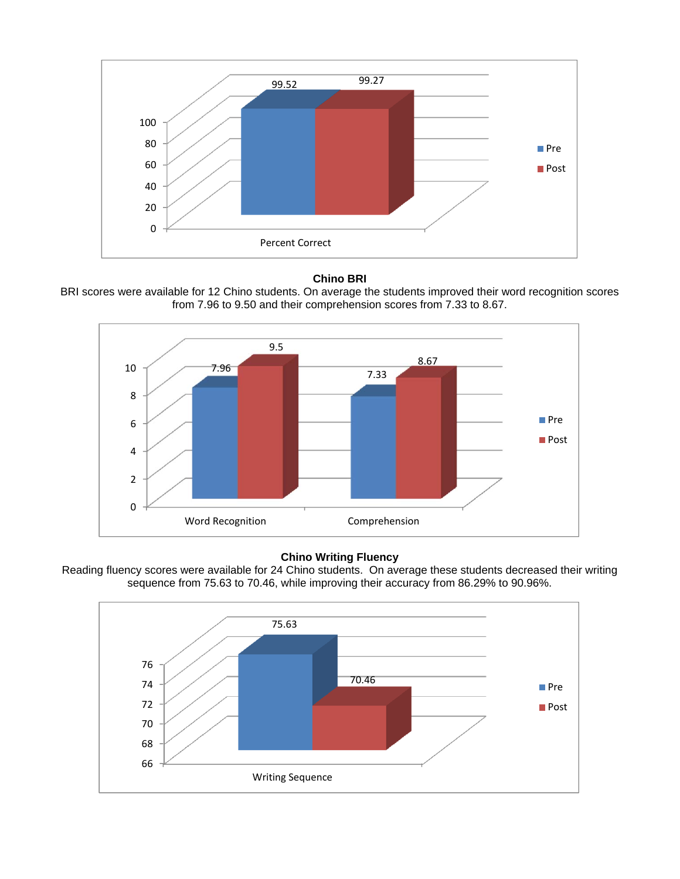| | Pre | Post |
|---|---|---|
| Percent Correct | 99.52 | 99.27 |

**Chino BRI**

BRI scores were available for 12 Chino students. On average the students improved their word recognition scores from 7.96 to 9.50 and their comprehension scores from 7.33 to 8.67.

| | Pre | Post |
|---|---|---|
| Word Recognition | 7.96 | 9.5 |
| Comprehension | 7.33 | 8.67 |

**Chino Writing Fluency**

Reading fluency scores were available for 24 Chino students. On average these students decreased their writing sequence from 75.63 to 70.46, while improving their accuracy from 86.29% to 90.96%.

| | Pre | Post |
|---|---|---|
| Writing Sequence | 75.63 | 70.46 |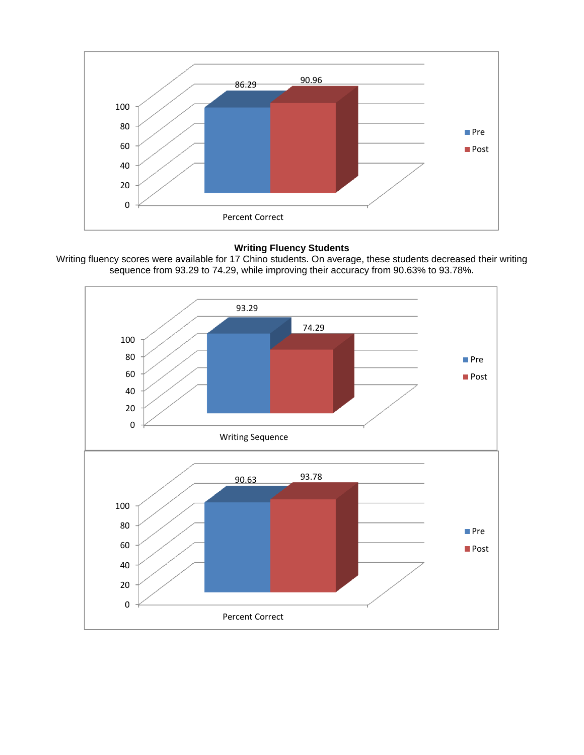| | Pre | Post |
|---|---|---|
| Percent Correct | 86.29 | 90.96 |

**Writing Fluency Students**

Writing fluency scores were available for 17 Chino students. On average, these students decreased their writing sequence from 93.29 to 74.29, while improving their accuracy from 90.63% to 93.78%.

| | Pre | Post |
|---|---|---|
| Writing Sequence | 93.29 | 74.29 |

| | Pre | Post |
|---|---|---|
| Percent Correct | 90.63 | 93.78 |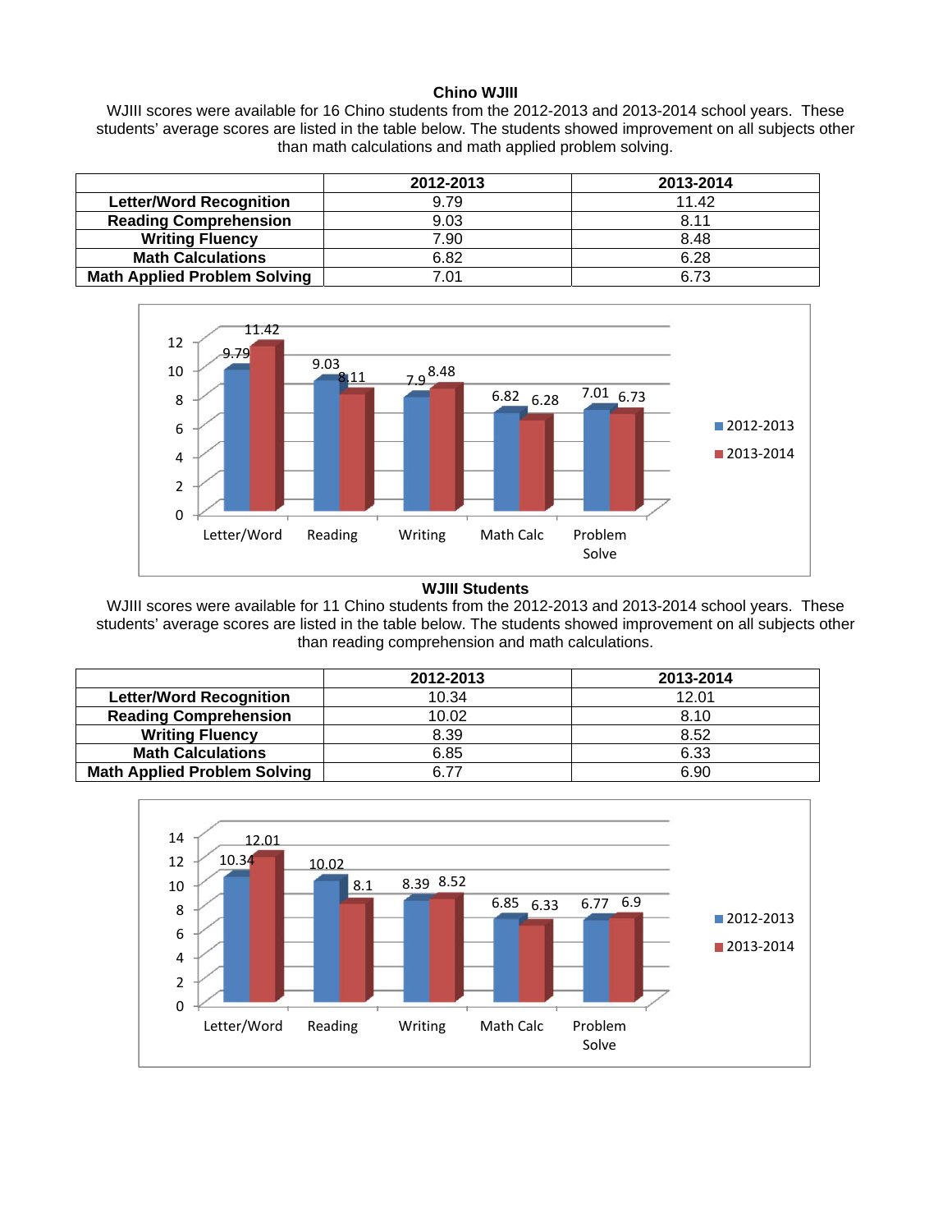### Chino WJIII

WJIII scores were available for 16 Chino students from the 2012-2013 and 2013-2014 school years. These students' average scores are listed in the table below. The students showed improvement on all subjects other than math calculations and math applied problem solving.

| | 2012-2013 | 2013-2014 |
|---|---|---|
| **Letter/Word Recognition** | 9.79 | 11.42 |
| **Reading Comprehension** | 9.03 | 8.11 |
| **Writing Fluency** | 7.90 | 8.48 |
| **Math Calculations** | 6.82 | 6.28 |
| **Math Applied Problem Solving** | 7.01 | 6.73 |

| | 2012-2013 | 2013-2014 |
|---|---|---|
| Letter/Word | 9.79 | 11.42 |
| Reading | 9.03 | 8.11 |
| Writing | 7.9 | 8.48 |
| Math Calc | 6.82 | 6.28 |
| Problem Solve | 7.01 | 6.73 |

### WJIII Students

WJIII scores were available for 11 Chino students from the 2012-2013 and 2013-2014 school years. These students' average scores are listed in the table below. The students showed improvement on all subjects other than reading comprehension and math calculations.

| | 2012-2013 | 2013-2014 |
|---|---|---|
| **Letter/Word Recognition** | 10.34 | 12.01 |
| **Reading Comprehension** | 10.02 | 8.10 |
| **Writing Fluency** | 8.39 | 8.52 |
| **Math Calculations** | 6.85 | 6.33 |
| **Math Applied Problem Solving** | 6.77 | 6.90 |

| | 2012-2013 | 2013-2014 |
|---|---|---|
| Letter/Word | 10.34 | 12.01 |
| Reading | 10.02 | 8.1 |
| Writing | 8.39 | 8.52 |
| Math Calc | 6.85 | 6.33 |
| Problem Solve | 6.77 | 6.9 |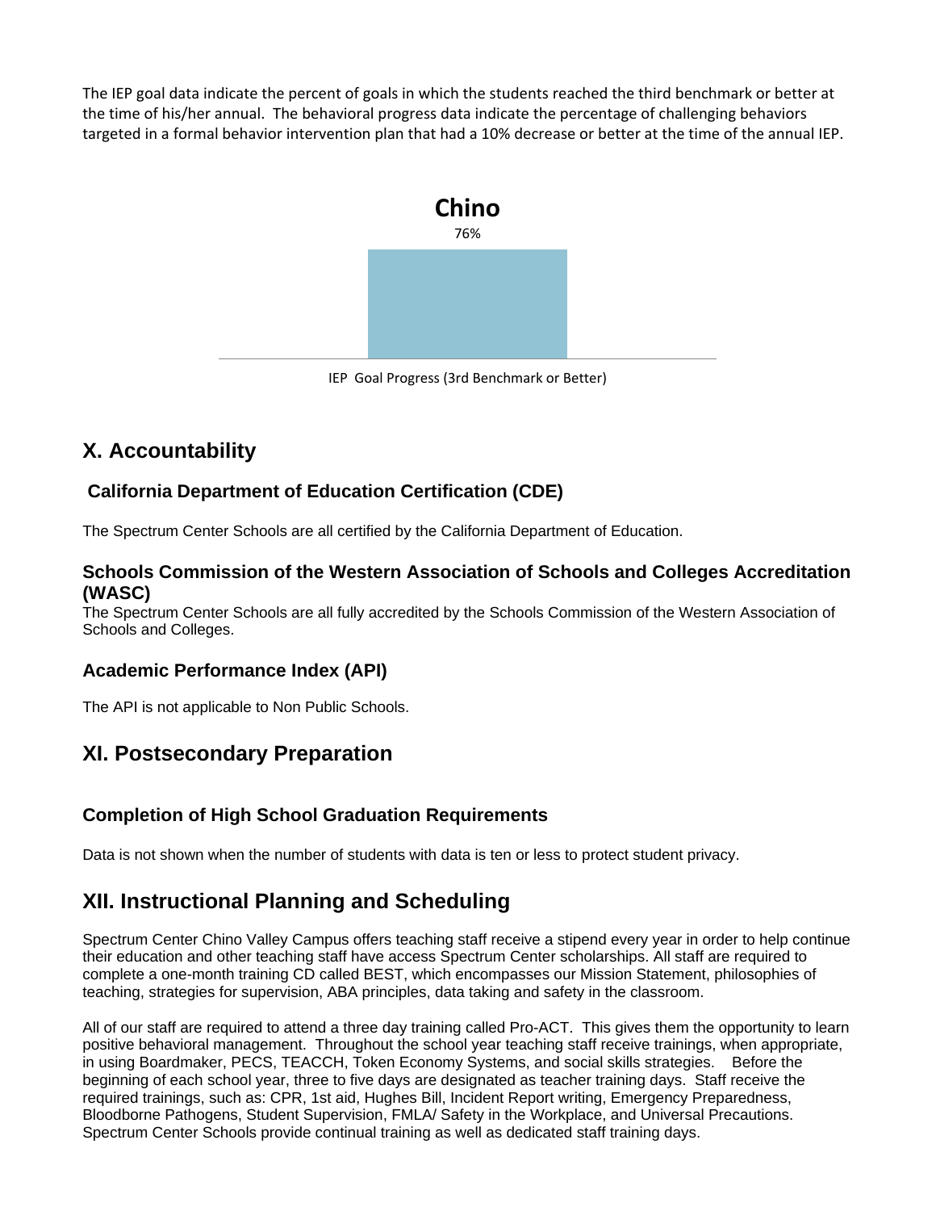The IEP goal data indicate the percent of goals in which the students reached the third benchmark or better at the time of his/her annual. The behavioral progress data indicate the percentage of challenging behaviors targeted in a formal behavior intervention plan that had a 10% decrease or better at the time of the annual IEP.

**Chino**

76%

IEP Goal Progress (3rd Benchmark or Better)

## X. Accountability

### California Department of Education Certification (CDE)

The Spectrum Center Schools are all certified by the California Department of Education.

### Schools Commission of the Western Association of Schools and Colleges Accreditation (WASC)

The Spectrum Center Schools are all fully accredited by the Schools Commission of the Western Association of Schools and Colleges.

### Academic Performance Index (API)

The API is not applicable to Non Public Schools.

## XI. Postsecondary Preparation

### Completion of High School Graduation Requirements

Data is not shown when the number of students with data is ten or less to protect student privacy.

## XII. Instructional Planning and Scheduling

Spectrum Center Chino Valley Campus offers teaching staff receive a stipend every year in order to help continue their education and other teaching staff have access Spectrum Center scholarships. All staff are required to complete a one-month training CD called BEST, which encompasses our Mission Statement, philosophies of teaching, strategies for supervision, ABA principles, data taking and safety in the classroom.

All of our staff are required to attend a three day training called Pro-ACT. This gives them the opportunity to learn positive behavioral management. Throughout the school year teaching staff receive trainings, when appropriate, in using Boardmaker, PECS, TEACCH, Token Economy Systems, and social skills strategies. Before the beginning of each school year, three to five days are designated as teacher training days. Staff receive the required trainings, such as: CPR, 1st aid, Hughes Bill, Incident Report writing, Emergency Preparedness, Bloodborne Pathogens, Student Supervision, FMLA/ Safety in the Workplace, and Universal Precautions. Spectrum Center Schools provide continual training as well as dedicated staff training days.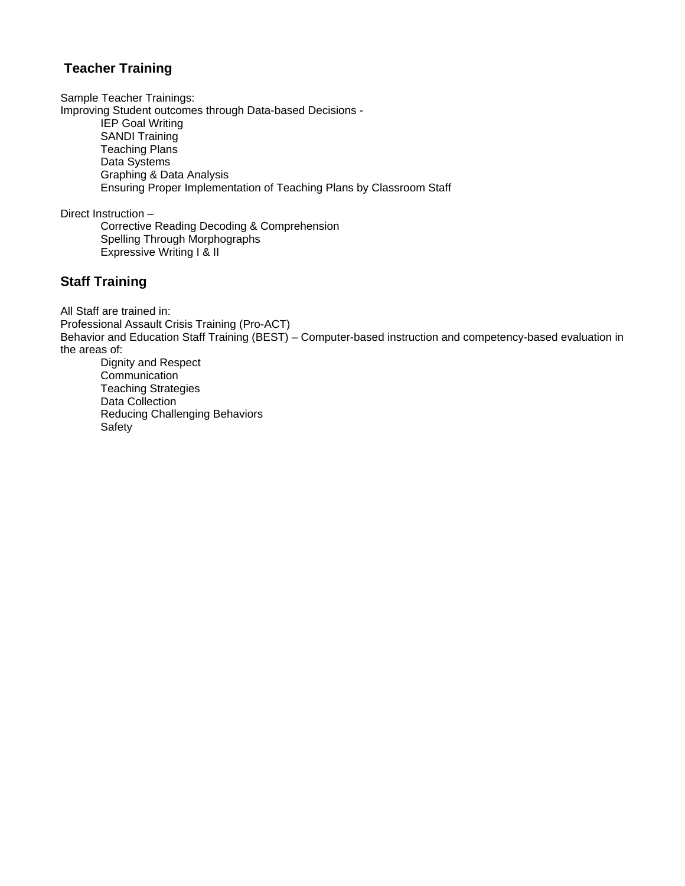## Teacher Training

Sample Teacher Trainings:
Improving Student outcomes through Data-based Decisions -

- IEP Goal Writing
- SANDI Training
- Teaching Plans
- Data Systems
- Graphing & Data Analysis
- Ensuring Proper Implementation of Teaching Plans by Classroom Staff

Direct Instruction –

- Corrective Reading Decoding & Comprehension
- Spelling Through Morphographs
- Expressive Writing I & II

## Staff Training

All Staff are trained in:
Professional Assault Crisis Training (Pro-ACT)
Behavior and Education Staff Training (BEST) – Computer-based instruction and competency-based evaluation in the areas of:

- Dignity and Respect
- Communication
- Teaching Strategies
- Data Collection
- Reducing Challenging Behaviors
- Safety